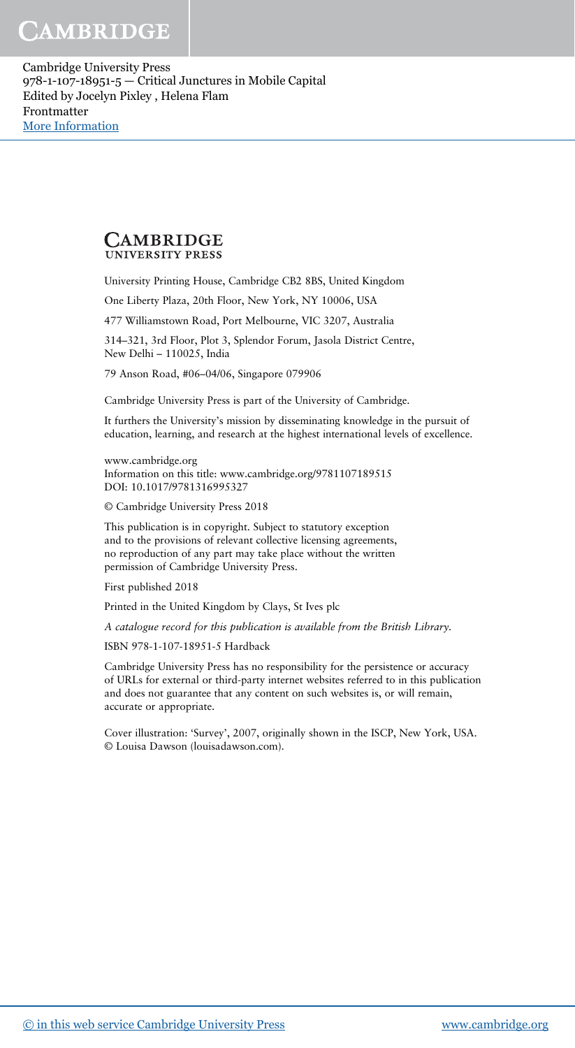CAMBRIDGE UNIVERSITY PRESS

University Printing House, Cambridge CB2 8BS, United Kingdom

One Liberty Plaza, 20th Floor, New York, NY 10006, USA

477 Williamstown Road, Port Melbourne, VIC 3207, Australia

314–321, 3rd Floor, Plot 3, Splendor Forum, Jasola District Centre, New Delhi – 110025, India

79 Anson Road, #06–04/06, Singapore 079906

Cambridge University Press is part of the University of Cambridge.

It furthers the University's mission by disseminating knowledge in the pursuit of education, learning, and research at the highest international levels of excellence.

www.cambridge.org
Information on this title: www.cambridge.org/9781107189515
DOI: 10.1017/9781316995327

© Cambridge University Press 2018

This publication is in copyright. Subject to statutory exception and to the provisions of relevant collective licensing agreements, no reproduction of any part may take place without the written permission of Cambridge University Press.

First published 2018

Printed in the United Kingdom by Clays, St Ives plc

*A catalogue record for this publication is available from the British Library.*

ISBN 978-1-107-18951-5 Hardback

Cambridge University Press has no responsibility for the persistence or accuracy of URLs for external or third-party internet websites referred to in this publication and does not guarantee that any content on such websites is, or will remain, accurate or appropriate.

Cover illustration: 'Survey', 2007, originally shown in the ISCP, New York, USA. © Louisa Dawson (louisadawson.com).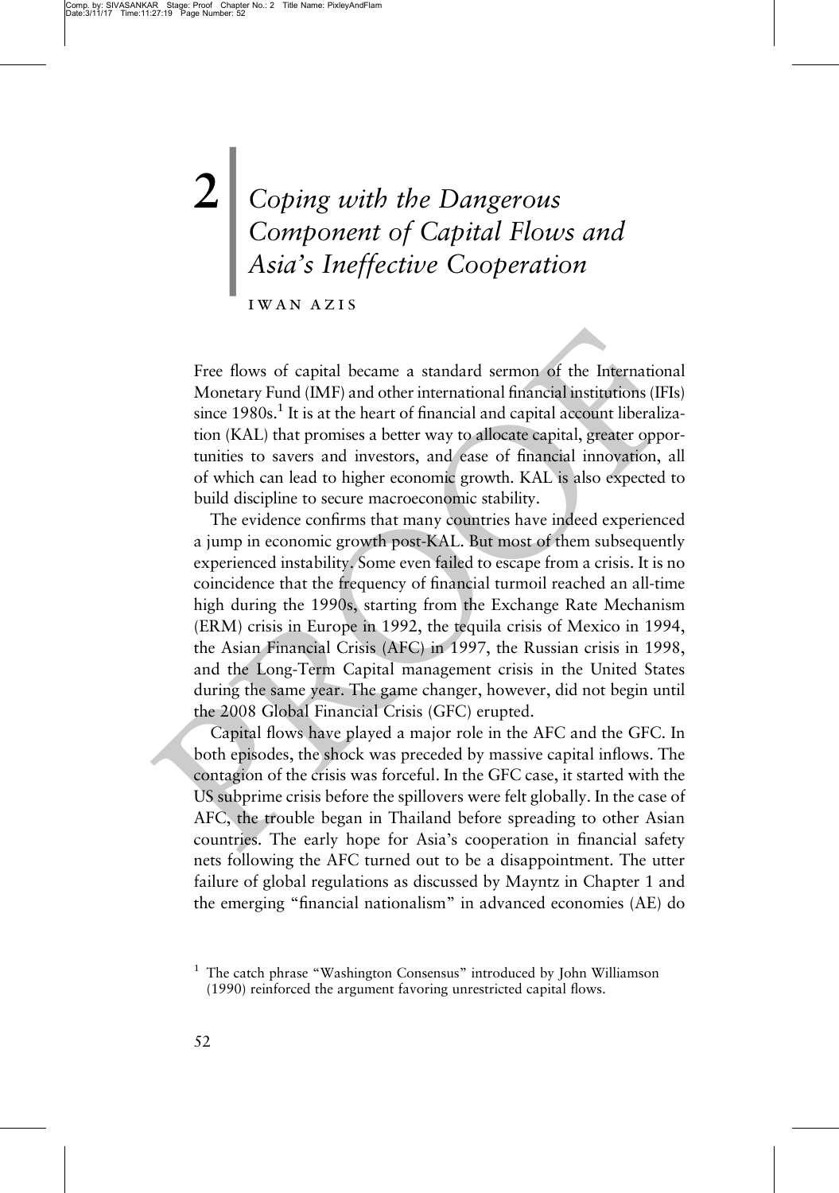# 2 Coping with the Dangerous Component of Capital Flows and Asia's Ineffective Cooperation

IWAN AZIS

Free flows of capital became a standard sermon of the International Monetary Fund (IMF) and other international financial institutions (IFIs) since 1980s.[1] It is at the heart of financial and capital account liberalization (KAL) that promises a better way to allocate capital, greater opportunities to savers and investors, and ease of financial innovation, all of which can lead to higher economic growth. KAL is also expected to build discipline to secure macroeconomic stability.

The evidence confirms that many countries have indeed experienced a jump in economic growth post-KAL. But most of them subsequently experienced instability. Some even failed to escape from a crisis. It is no coincidence that the frequency of financial turmoil reached an all-time high during the 1990s, starting from the Exchange Rate Mechanism (ERM) crisis in Europe in 1992, the tequila crisis of Mexico in 1994, the Asian Financial Crisis (AFC) in 1997, the Russian crisis in 1998, and the Long-Term Capital management crisis in the United States during the same year. The game changer, however, did not begin until the 2008 Global Financial Crisis (GFC) erupted.

Capital flows have played a major role in the AFC and the GFC. In both episodes, the shock was preceded by massive capital inflows. The contagion of the crisis was forceful. In the GFC case, it started with the US subprime crisis before the spillovers were felt globally. In the case of AFC, the trouble began in Thailand before spreading to other Asian countries. The early hope for Asia's cooperation in financial safety nets following the AFC turned out to be a disappointment. The utter failure of global regulations as discussed by Mayntz in Chapter 1 and the emerging "financial nationalism" in advanced economies (AE) do

[1] The catch phrase "Washington Consensus" introduced by John Williamson (1990) reinforced the argument favoring unrestricted capital flows.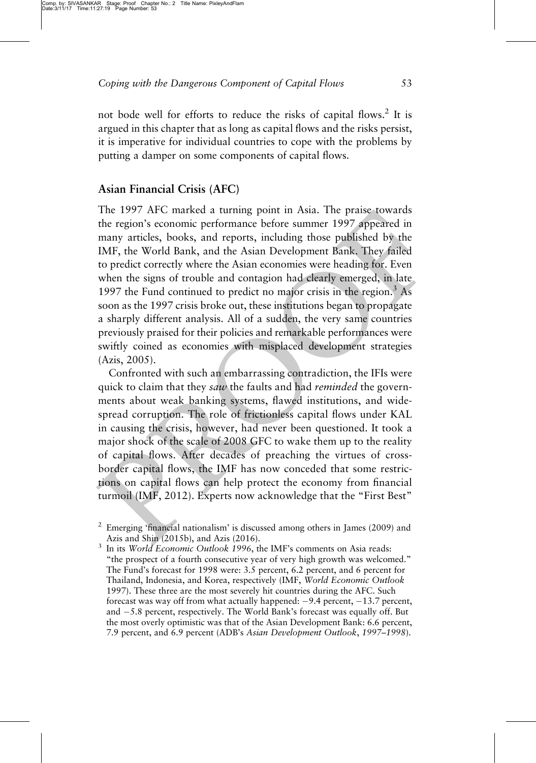not bode well for efforts to reduce the risks of capital flows.[2] It is argued in this chapter that as long as capital flows and the risks persist, it is imperative for individual countries to cope with the problems by putting a damper on some components of capital flows.

## Asian Financial Crisis (AFC)

The 1997 AFC marked a turning point in Asia. The praise towards the region's economic performance before summer 1997 appeared in many articles, books, and reports, including those published by the IMF, the World Bank, and the Asian Development Bank. They failed to predict correctly where the Asian economies were heading for. Even when the signs of trouble and contagion had clearly emerged, in late 1997 the Fund continued to predict no major crisis in the region.[3] As soon as the 1997 crisis broke out, these institutions began to propagate a sharply different analysis. All of a sudden, the very same countries previously praised for their policies and remarkable performances were swiftly coined as economies with misplaced development strategies (Azis, 2005).

Confronted with such an embarrassing contradiction, the IFIs were quick to claim that they *saw* the faults and had *reminded* the governments about weak banking systems, flawed institutions, and widespread corruption. The role of frictionless capital flows under KAL in causing the crisis, however, had never been questioned. It took a major shock of the scale of 2008 GFC to wake them up to the reality of capital flows. After decades of preaching the virtues of cross-border capital flows, the IMF has now conceded that some restrictions on capital flows can help protect the economy from financial turmoil (IMF, 2012). Experts now acknowledge that the "First Best"

[2] Emerging 'financial nationalism' is discussed among others in James (2009) and Azis and Shin (2015b), and Azis (2016).

[3] In its *World Economic Outlook 1996*, the IMF's comments on Asia reads: "the prospect of a fourth consecutive year of very high growth was welcomed." The Fund's forecast for 1998 were: 3.5 percent, 6.2 percent, and 6 percent for Thailand, Indonesia, and Korea, respectively (IMF, *World Economic Outlook* 1997). These three are the most severely hit countries during the AFC. Such forecast was way off from what actually happened: −9.4 percent, −13.7 percent, and −5.8 percent, respectively. The World Bank's forecast was equally off. But the most overly optimistic was that of the Asian Development Bank: 6.6 percent, 7.9 percent, and 6.9 percent (ADB's *Asian Development Outlook*, *1997–1998*).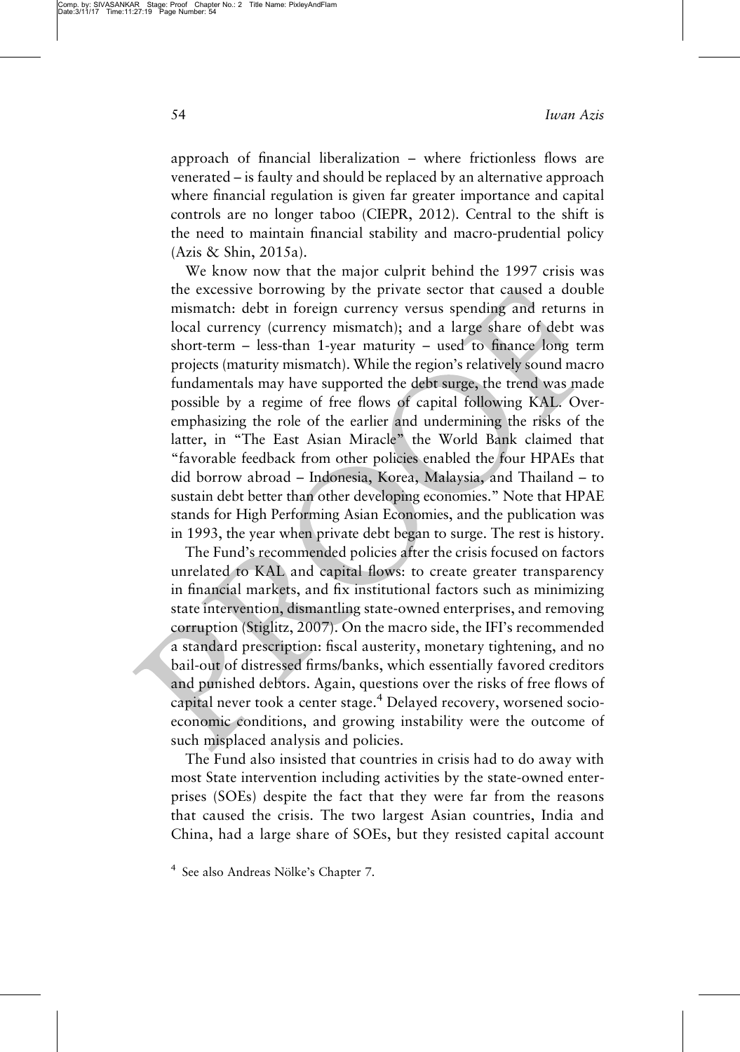approach of financial liberalization – where frictionless flows are venerated – is faulty and should be replaced by an alternative approach where financial regulation is given far greater importance and capital controls are no longer taboo (CIEPR, 2012). Central to the shift is the need to maintain financial stability and macro-prudential policy (Azis & Shin, 2015a).

We know now that the major culprit behind the 1997 crisis was the excessive borrowing by the private sector that caused a double mismatch: debt in foreign currency versus spending and returns in local currency (currency mismatch); and a large share of debt was short-term – less-than 1-year maturity – used to finance long term projects (maturity mismatch). While the region's relatively sound macro fundamentals may have supported the debt surge, the trend was made possible by a regime of free flows of capital following KAL. Over-emphasizing the role of the earlier and undermining the risks of the latter, in "The East Asian Miracle" the World Bank claimed that "favorable feedback from other policies enabled the four HPAEs that did borrow abroad – Indonesia, Korea, Malaysia, and Thailand – to sustain debt better than other developing economies." Note that HPAE stands for High Performing Asian Economies, and the publication was in 1993, the year when private debt began to surge. The rest is history.

The Fund's recommended policies after the crisis focused on factors unrelated to KAL and capital flows: to create greater transparency in financial markets, and fix institutional factors such as minimizing state intervention, dismantling state-owned enterprises, and removing corruption (Stiglitz, 2007). On the macro side, the IFI's recommended a standard prescription: fiscal austerity, monetary tightening, and no bail-out of distressed firms/banks, which essentially favored creditors and punished debtors. Again, questions over the risks of free flows of capital never took a center stage.[4] Delayed recovery, worsened socio-economic conditions, and growing instability were the outcome of such misplaced analysis and policies.

The Fund also insisted that countries in crisis had to do away with most State intervention including activities by the state-owned enterprises (SOEs) despite the fact that they were far from the reasons that caused the crisis. The two largest Asian countries, India and China, had a large share of SOEs, but they resisted capital account

[4] See also Andreas Nölke's Chapter 7.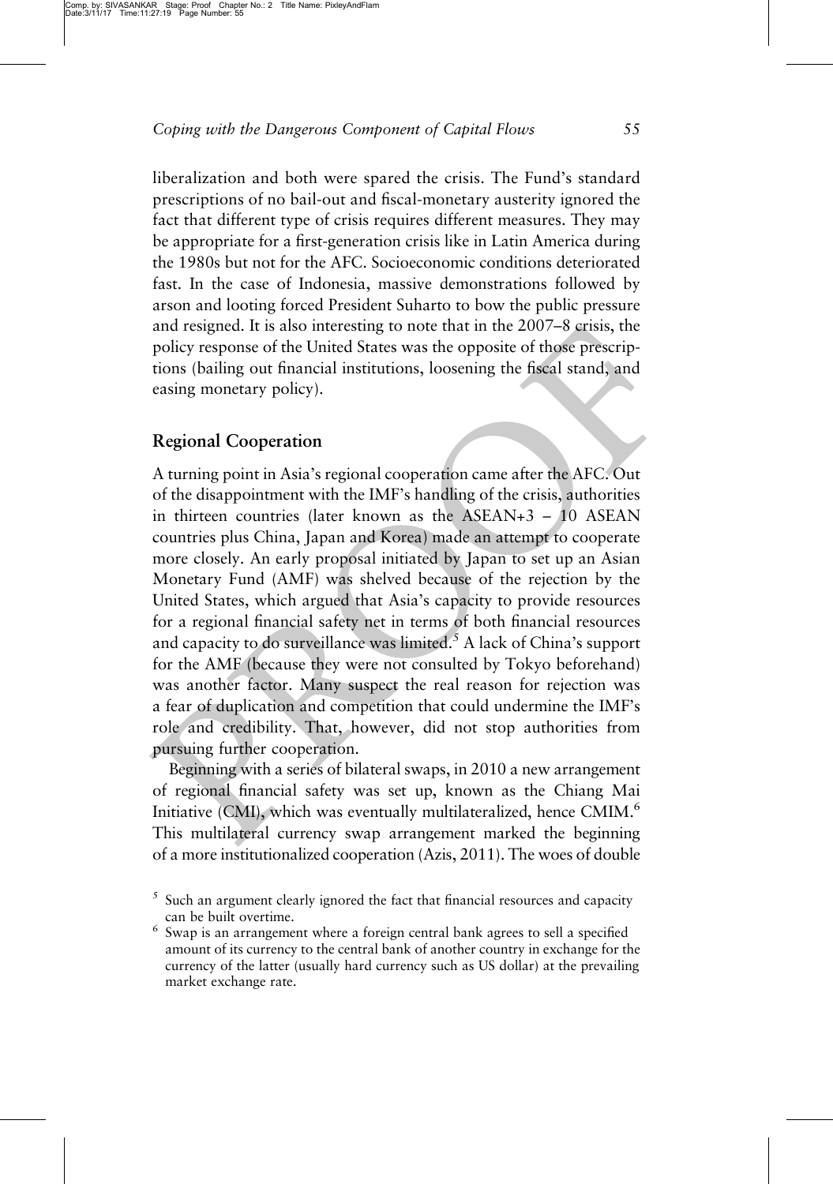liberalization and both were spared the crisis. The Fund's standard prescriptions of no bail-out and fiscal-monetary austerity ignored the fact that different type of crisis requires different measures. They may be appropriate for a first-generation crisis like in Latin America during the 1980s but not for the AFC. Socioeconomic conditions deteriorated fast. In the case of Indonesia, massive demonstrations followed by arson and looting forced President Suharto to bow the public pressure and resigned. It is also interesting to note that in the 2007–8 crisis, the policy response of the United States was the opposite of those prescriptions (bailing out financial institutions, loosening the fiscal stand, and easing monetary policy).

## Regional Cooperation

A turning point in Asia's regional cooperation came after the AFC. Out of the disappointment with the IMF's handling of the crisis, authorities in thirteen countries (later known as the ASEAN+3 – 10 ASEAN countries plus China, Japan and Korea) made an attempt to cooperate more closely. An early proposal initiated by Japan to set up an Asian Monetary Fund (AMF) was shelved because of the rejection by the United States, which argued that Asia's capacity to provide resources for a regional financial safety net in terms of both financial resources and capacity to do surveillance was limited.[5] A lack of China's support for the AMF (because they were not consulted by Tokyo beforehand) was another factor. Many suspect the real reason for rejection was a fear of duplication and competition that could undermine the IMF's role and credibility. That, however, did not stop authorities from pursuing further cooperation.

Beginning with a series of bilateral swaps, in 2010 a new arrangement of regional financial safety was set up, known as the Chiang Mai Initiative (CMI), which was eventually multilateralized, hence CMIM.[6] This multilateral currency swap arrangement marked the beginning of a more institutionalized cooperation (Azis, 2011). The woes of double

[5] Such an argument clearly ignored the fact that financial resources and capacity can be built overtime.

[6] Swap is an arrangement where a foreign central bank agrees to sell a specified amount of its currency to the central bank of another country in exchange for the currency of the latter (usually hard currency such as US dollar) at the prevailing market exchange rate.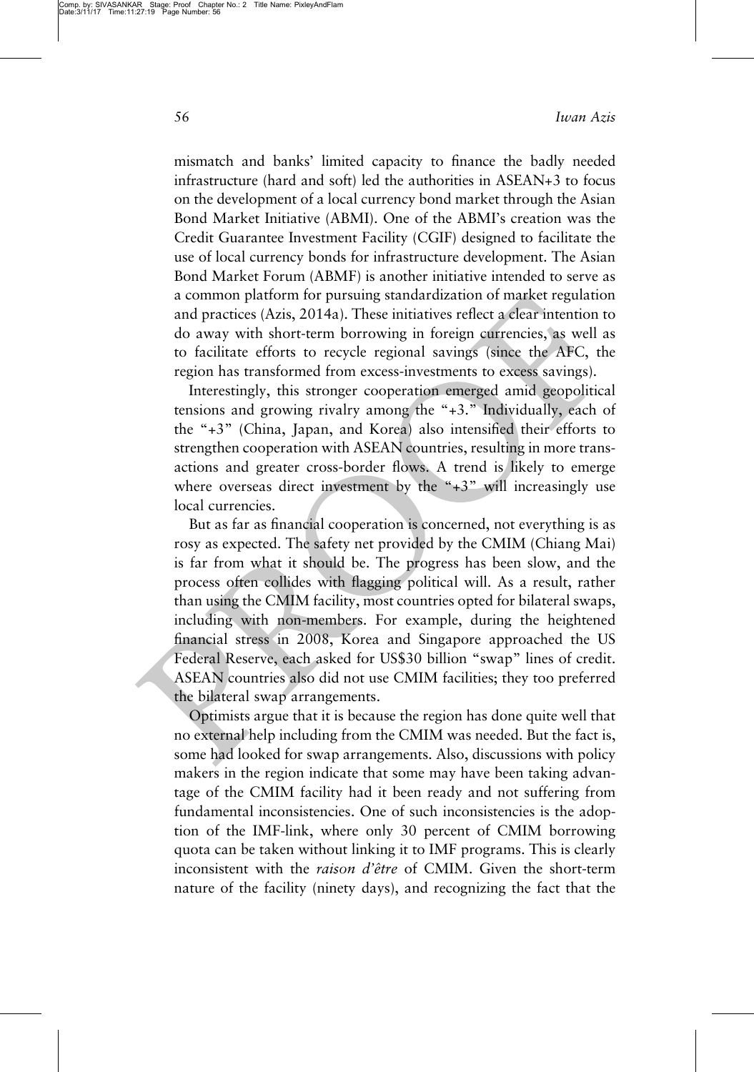mismatch and banks' limited capacity to finance the badly needed infrastructure (hard and soft) led the authorities in ASEAN+3 to focus on the development of a local currency bond market through the Asian Bond Market Initiative (ABMI). One of the ABMI's creation was the Credit Guarantee Investment Facility (CGIF) designed to facilitate the use of local currency bonds for infrastructure development. The Asian Bond Market Forum (ABMF) is another initiative intended to serve as a common platform for pursuing standardization of market regulation and practices (Azis, 2014a). These initiatives reflect a clear intention to do away with short-term borrowing in foreign currencies, as well as to facilitate efforts to recycle regional savings (since the AFC, the region has transformed from excess-investments to excess savings).

Interestingly, this stronger cooperation emerged amid geopolitical tensions and growing rivalry among the "+3." Individually, each of the "+3" (China, Japan, and Korea) also intensified their efforts to strengthen cooperation with ASEAN countries, resulting in more transactions and greater cross-border flows. A trend is likely to emerge where overseas direct investment by the "+3" will increasingly use local currencies.

But as far as financial cooperation is concerned, not everything is as rosy as expected. The safety net provided by the CMIM (Chiang Mai) is far from what it should be. The progress has been slow, and the process often collides with flagging political will. As a result, rather than using the CMIM facility, most countries opted for bilateral swaps, including with non-members. For example, during the heightened financial stress in 2008, Korea and Singapore approached the US Federal Reserve, each asked for US$30 billion "swap" lines of credit. ASEAN countries also did not use CMIM facilities; they too preferred the bilateral swap arrangements.

Optimists argue that it is because the region has done quite well that no external help including from the CMIM was needed. But the fact is, some had looked for swap arrangements. Also, discussions with policy makers in the region indicate that some may have been taking advantage of the CMIM facility had it been ready and not suffering from fundamental inconsistencies. One of such inconsistencies is the adoption of the IMF-link, where only 30 percent of CMIM borrowing quota can be taken without linking it to IMF programs. This is clearly inconsistent with the *raison d'être* of CMIM. Given the short-term nature of the facility (ninety days), and recognizing the fact that the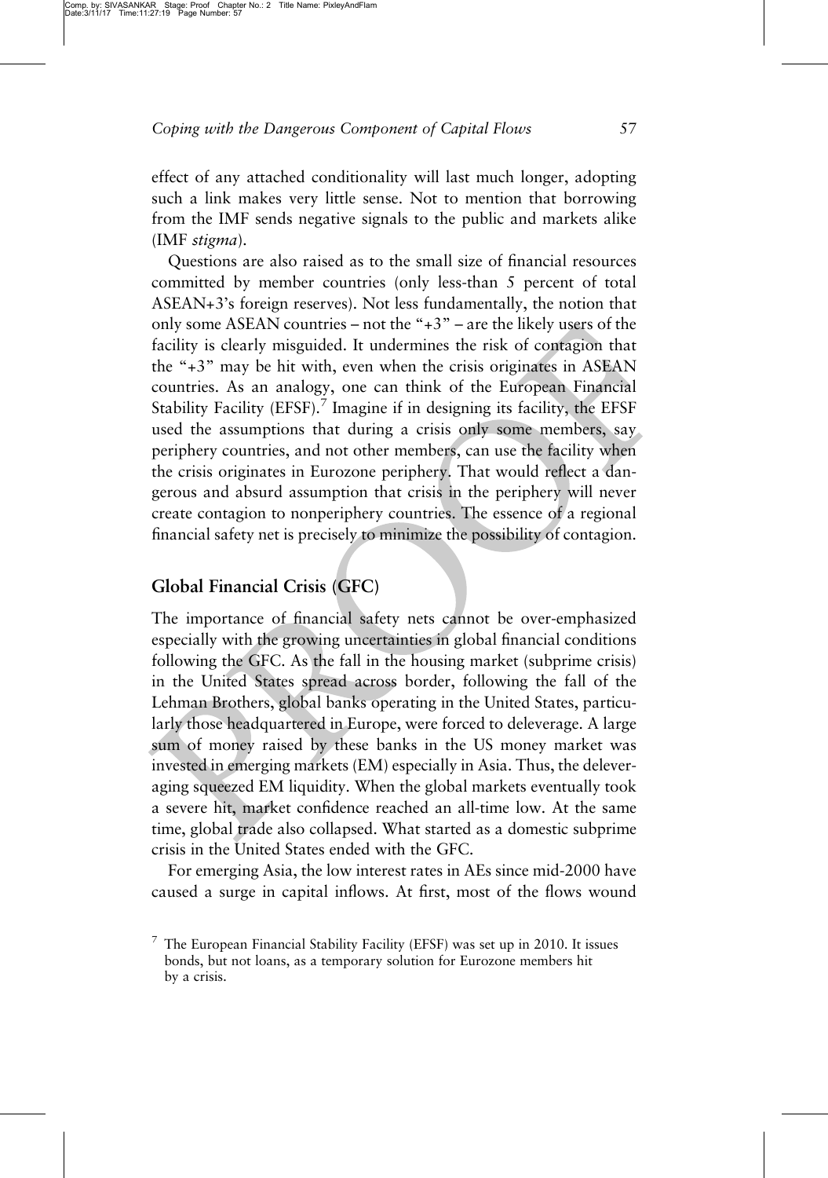effect of any attached conditionality will last much longer, adopting such a link makes very little sense. Not to mention that borrowing from the IMF sends negative signals to the public and markets alike (IMF *stigma*).

Questions are also raised as to the small size of financial resources committed by member countries (only less-than 5 percent of total ASEAN+3's foreign reserves). Not less fundamentally, the notion that only some ASEAN countries – not the "+3" – are the likely users of the facility is clearly misguided. It undermines the risk of contagion that the "+3" may be hit with, even when the crisis originates in ASEAN countries. As an analogy, one can think of the European Financial Stability Facility (EFSF).[7] Imagine if in designing its facility, the EFSF used the assumptions that during a crisis only some members, say periphery countries, and not other members, can use the facility when the crisis originates in Eurozone periphery. That would reflect a dangerous and absurd assumption that crisis in the periphery will never create contagion to nonperiphery countries. The essence of a regional financial safety net is precisely to minimize the possibility of contagion.

## Global Financial Crisis (GFC)

The importance of financial safety nets cannot be over-emphasized especially with the growing uncertainties in global financial conditions following the GFC. As the fall in the housing market (subprime crisis) in the United States spread across border, following the fall of the Lehman Brothers, global banks operating in the United States, particularly those headquartered in Europe, were forced to deleverage. A large sum of money raised by these banks in the US money market was invested in emerging markets (EM) especially in Asia. Thus, the deleveraging squeezed EM liquidity. When the global markets eventually took a severe hit, market confidence reached an all-time low. At the same time, global trade also collapsed. What started as a domestic subprime crisis in the United States ended with the GFC.

For emerging Asia, the low interest rates in AEs since mid-2000 have caused a surge in capital inflows. At first, most of the flows wound

[7] The European Financial Stability Facility (EFSF) was set up in 2010. It issues bonds, but not loans, as a temporary solution for Eurozone members hit by a crisis.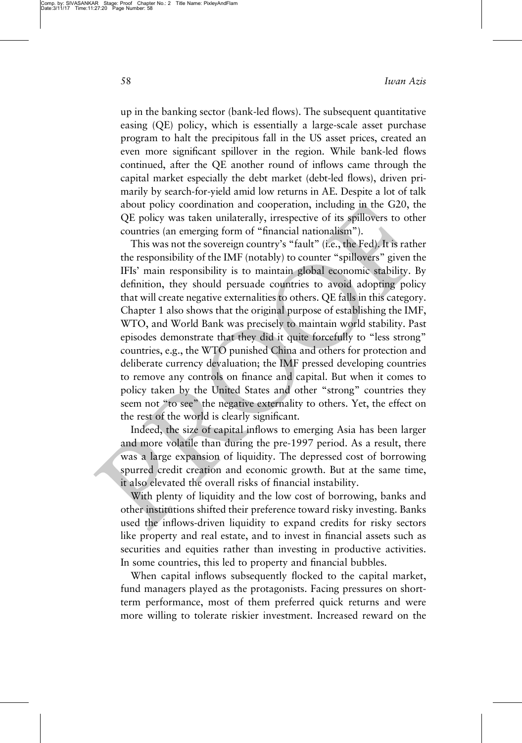up in the banking sector (bank-led flows). The subsequent quantitative easing (QE) policy, which is essentially a large-scale asset purchase program to halt the precipitous fall in the US asset prices, created an even more significant spillover in the region. While bank-led flows continued, after the QE another round of inflows came through the capital market especially the debt market (debt-led flows), driven primarily by search-for-yield amid low returns in AE. Despite a lot of talk about policy coordination and cooperation, including in the G20, the QE policy was taken unilaterally, irrespective of its spillovers to other countries (an emerging form of "financial nationalism").

This was not the sovereign country's "fault" (i.e., the Fed). It is rather the responsibility of the IMF (notably) to counter "spillovers" given the IFIs' main responsibility is to maintain global economic stability. By definition, they should persuade countries to avoid adopting policy that will create negative externalities to others. QE falls in this category. Chapter 1 also shows that the original purpose of establishing the IMF, WTO, and World Bank was precisely to maintain world stability. Past episodes demonstrate that they did it quite forcefully to "less strong" countries, e.g., the WTO punished China and others for protection and deliberate currency devaluation; the IMF pressed developing countries to remove any controls on finance and capital. But when it comes to policy taken by the United States and other "strong" countries they seem not "to see" the negative externality to others. Yet, the effect on the rest of the world is clearly significant.

Indeed, the size of capital inflows to emerging Asia has been larger and more volatile than during the pre-1997 period. As a result, there was a large expansion of liquidity. The depressed cost of borrowing spurred credit creation and economic growth. But at the same time, it also elevated the overall risks of financial instability.

With plenty of liquidity and the low cost of borrowing, banks and other institutions shifted their preference toward risky investing. Banks used the inflows-driven liquidity to expand credits for risky sectors like property and real estate, and to invest in financial assets such as securities and equities rather than investing in productive activities. In some countries, this led to property and financial bubbles.

When capital inflows subsequently flocked to the capital market, fund managers played as the protagonists. Facing pressures on short-term performance, most of them preferred quick returns and were more willing to tolerate riskier investment. Increased reward on the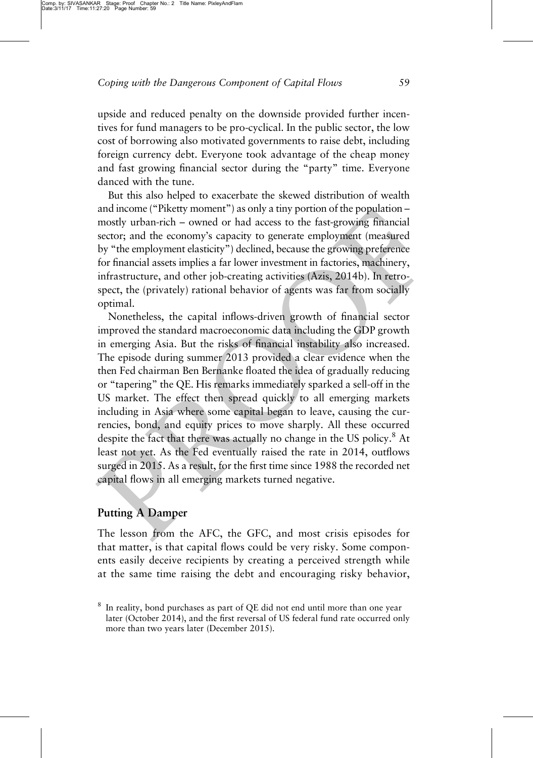upside and reduced penalty on the downside provided further incentives for fund managers to be pro-cyclical. In the public sector, the low cost of borrowing also motivated governments to raise debt, including foreign currency debt. Everyone took advantage of the cheap money and fast growing financial sector during the "party" time. Everyone danced with the tune.

But this also helped to exacerbate the skewed distribution of wealth and income ("Piketty moment") as only a tiny portion of the population – mostly urban-rich – owned or had access to the fast-growing financial sector; and the economy's capacity to generate employment (measured by "the employment elasticity") declined, because the growing preference for financial assets implies a far lower investment in factories, machinery, infrastructure, and other job-creating activities (Azis, 2014b). In retrospect, the (privately) rational behavior of agents was far from socially optimal.

Nonetheless, the capital inflows-driven growth of financial sector improved the standard macroeconomic data including the GDP growth in emerging Asia. But the risks of financial instability also increased. The episode during summer 2013 provided a clear evidence when the then Fed chairman Ben Bernanke floated the idea of gradually reducing or "tapering" the QE. His remarks immediately sparked a sell-off in the US market. The effect then spread quickly to all emerging markets including in Asia where some capital began to leave, causing the currencies, bond, and equity prices to move sharply. All these occurred despite the fact that there was actually no change in the US policy.[8] At least not yet. As the Fed eventually raised the rate in 2014, outflows surged in 2015. As a result, for the first time since 1988 the recorded net capital flows in all emerging markets turned negative.

## Putting A Damper

The lesson from the AFC, the GFC, and most crisis episodes for that matter, is that capital flows could be very risky. Some components easily deceive recipients by creating a perceived strength while at the same time raising the debt and encouraging risky behavior,

[8] In reality, bond purchases as part of QE did not end until more than one year later (October 2014), and the first reversal of US federal fund rate occurred only more than two years later (December 2015).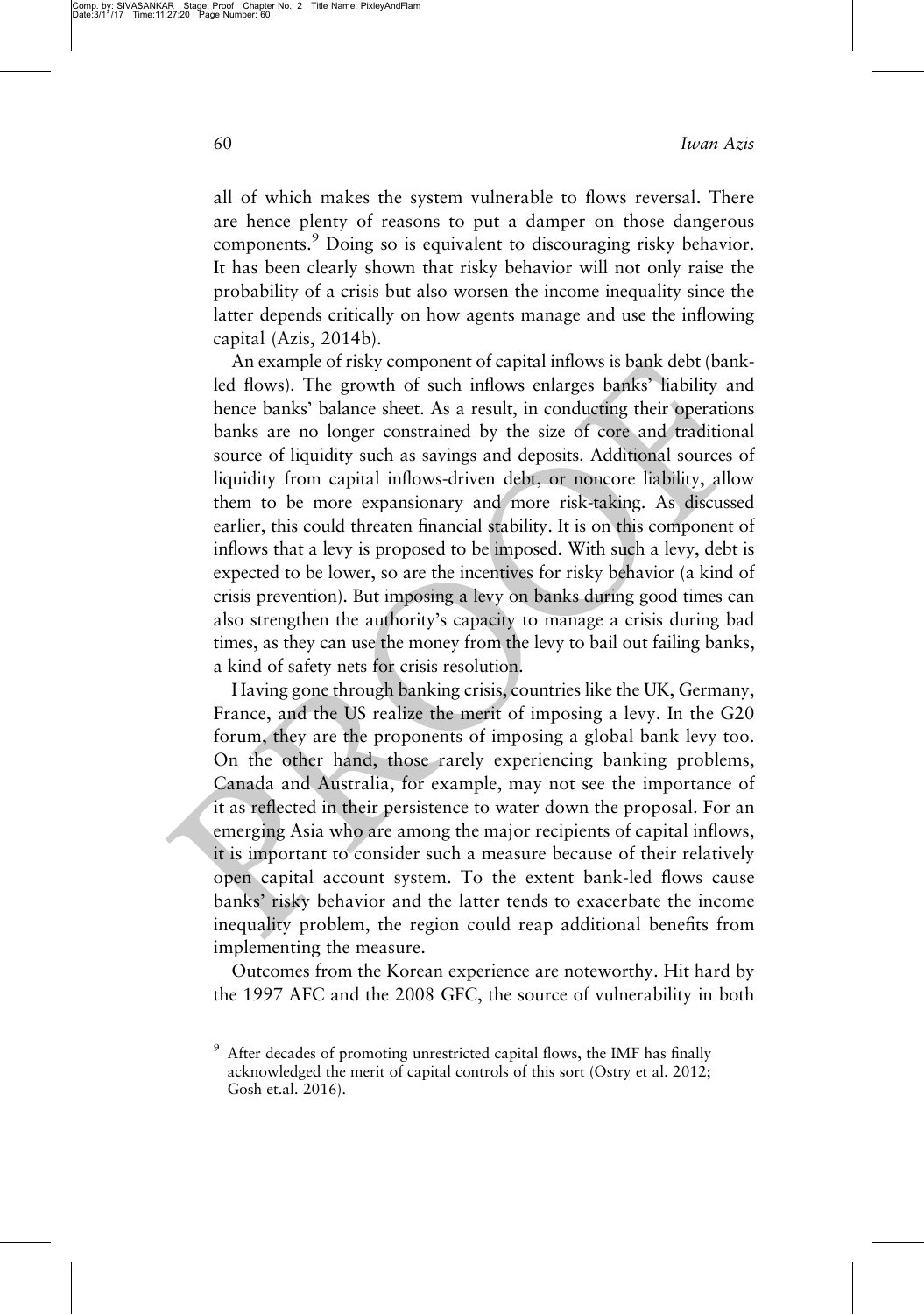all of which makes the system vulnerable to flows reversal. There are hence plenty of reasons to put a damper on those dangerous components.[9] Doing so is equivalent to discouraging risky behavior. It has been clearly shown that risky behavior will not only raise the probability of a crisis but also worsen the income inequality since the latter depends critically on how agents manage and use the inflowing capital (Azis, 2014b).

An example of risky component of capital inflows is bank debt (bank-led flows). The growth of such inflows enlarges banks' liability and hence banks' balance sheet. As a result, in conducting their operations banks are no longer constrained by the size of core and traditional source of liquidity such as savings and deposits. Additional sources of liquidity from capital inflows-driven debt, or noncore liability, allow them to be more expansionary and more risk-taking. As discussed earlier, this could threaten financial stability. It is on this component of inflows that a levy is proposed to be imposed. With such a levy, debt is expected to be lower, so are the incentives for risky behavior (a kind of crisis prevention). But imposing a levy on banks during good times can also strengthen the authority's capacity to manage a crisis during bad times, as they can use the money from the levy to bail out failing banks, a kind of safety nets for crisis resolution.

Having gone through banking crisis, countries like the UK, Germany, France, and the US realize the merit of imposing a levy. In the G20 forum, they are the proponents of imposing a global bank levy too. On the other hand, those rarely experiencing banking problems, Canada and Australia, for example, may not see the importance of it as reflected in their persistence to water down the proposal. For an emerging Asia who are among the major recipients of capital inflows, it is important to consider such a measure because of their relatively open capital account system. To the extent bank-led flows cause banks' risky behavior and the latter tends to exacerbate the income inequality problem, the region could reap additional benefits from implementing the measure.

Outcomes from the Korean experience are noteworthy. Hit hard by the 1997 AFC and the 2008 GFC, the source of vulnerability in both

[9] After decades of promoting unrestricted capital flows, the IMF has finally acknowledged the merit of capital controls of this sort (Ostry et al. 2012; Gosh et.al. 2016).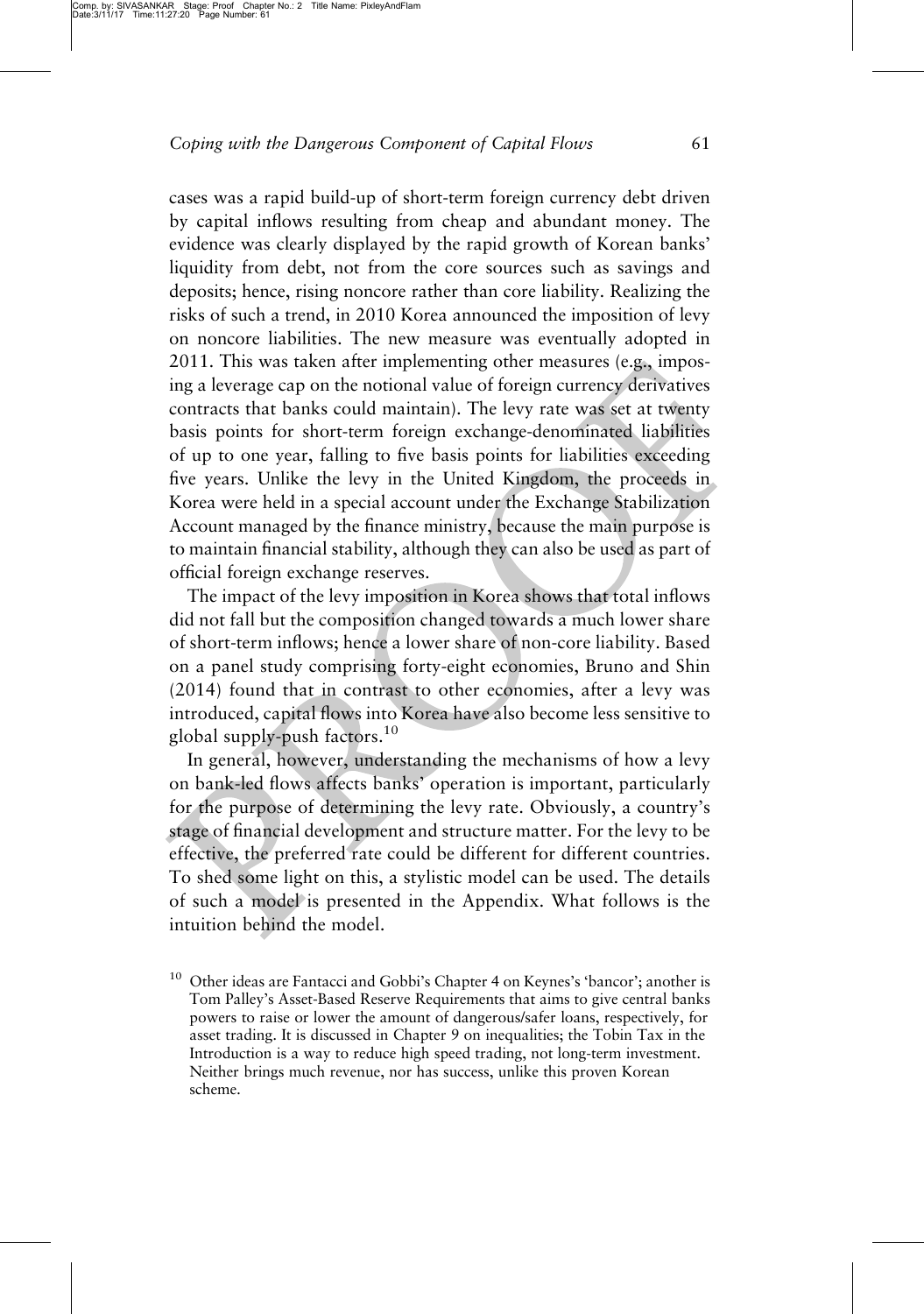cases was a rapid build-up of short-term foreign currency debt driven by capital inflows resulting from cheap and abundant money. The evidence was clearly displayed by the rapid growth of Korean banks' liquidity from debt, not from the core sources such as savings and deposits; hence, rising noncore rather than core liability. Realizing the risks of such a trend, in 2010 Korea announced the imposition of levy on noncore liabilities. The new measure was eventually adopted in 2011. This was taken after implementing other measures (e.g., imposing a leverage cap on the notional value of foreign currency derivatives contracts that banks could maintain). The levy rate was set at twenty basis points for short-term foreign exchange-denominated liabilities of up to one year, falling to five basis points for liabilities exceeding five years. Unlike the levy in the United Kingdom, the proceeds in Korea were held in a special account under the Exchange Stabilization Account managed by the finance ministry, because the main purpose is to maintain financial stability, although they can also be used as part of official foreign exchange reserves.

The impact of the levy imposition in Korea shows that total inflows did not fall but the composition changed towards a much lower share of short-term inflows; hence a lower share of non-core liability. Based on a panel study comprising forty-eight economies, Bruno and Shin (2014) found that in contrast to other economies, after a levy was introduced, capital flows into Korea have also become less sensitive to global supply-push factors.[10]

In general, however, understanding the mechanisms of how a levy on bank-led flows affects banks' operation is important, particularly for the purpose of determining the levy rate. Obviously, a country's stage of financial development and structure matter. For the levy to be effective, the preferred rate could be different for different countries. To shed some light on this, a stylistic model can be used. The details of such a model is presented in the Appendix. What follows is the intuition behind the model.

[10] Other ideas are Fantacci and Gobbi's Chapter 4 on Keynes's 'bancor'; another is Tom Palley's Asset-Based Reserve Requirements that aims to give central banks powers to raise or lower the amount of dangerous/safer loans, respectively, for asset trading. It is discussed in Chapter 9 on inequalities; the Tobin Tax in the Introduction is a way to reduce high speed trading, not long-term investment. Neither brings much revenue, nor has success, unlike this proven Korean scheme.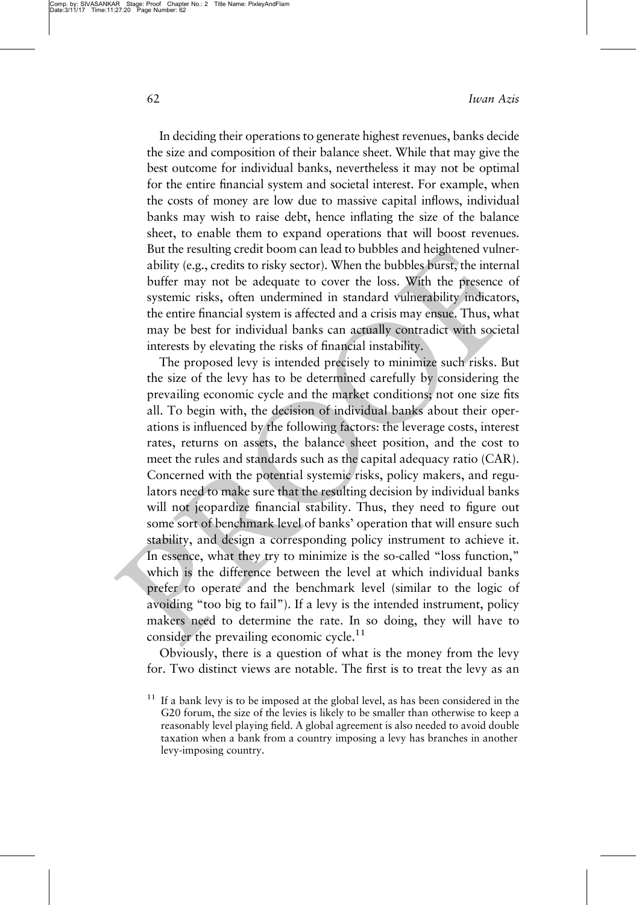In deciding their operations to generate highest revenues, banks decide the size and composition of their balance sheet. While that may give the best outcome for individual banks, nevertheless it may not be optimal for the entire financial system and societal interest. For example, when the costs of money are low due to massive capital inflows, individual banks may wish to raise debt, hence inflating the size of the balance sheet, to enable them to expand operations that will boost revenues. But the resulting credit boom can lead to bubbles and heightened vulnerability (e.g., credits to risky sector). When the bubbles burst, the internal buffer may not be adequate to cover the loss. With the presence of systemic risks, often undermined in standard vulnerability indicators, the entire financial system is affected and a crisis may ensue. Thus, what may be best for individual banks can actually contradict with societal interests by elevating the risks of financial instability.

The proposed levy is intended precisely to minimize such risks. But the size of the levy has to be determined carefully by considering the prevailing economic cycle and the market conditions; not one size fits all. To begin with, the decision of individual banks about their operations is influenced by the following factors: the leverage costs, interest rates, returns on assets, the balance sheet position, and the cost to meet the rules and standards such as the capital adequacy ratio (CAR). Concerned with the potential systemic risks, policy makers, and regulators need to make sure that the resulting decision by individual banks will not jeopardize financial stability. Thus, they need to figure out some sort of benchmark level of banks' operation that will ensure such stability, and design a corresponding policy instrument to achieve it. In essence, what they try to minimize is the so-called "loss function," which is the difference between the level at which individual banks prefer to operate and the benchmark level (similar to the logic of avoiding "too big to fail"). If a levy is the intended instrument, policy makers need to determine the rate. In so doing, they will have to consider the prevailing economic cycle.[11]

Obviously, there is a question of what is the money from the levy for. Two distinct views are notable. The first is to treat the levy as an

[11] If a bank levy is to be imposed at the global level, as has been considered in the G20 forum, the size of the levies is likely to be smaller than otherwise to keep a reasonably level playing field. A global agreement is also needed to avoid double taxation when a bank from a country imposing a levy has branches in another levy-imposing country.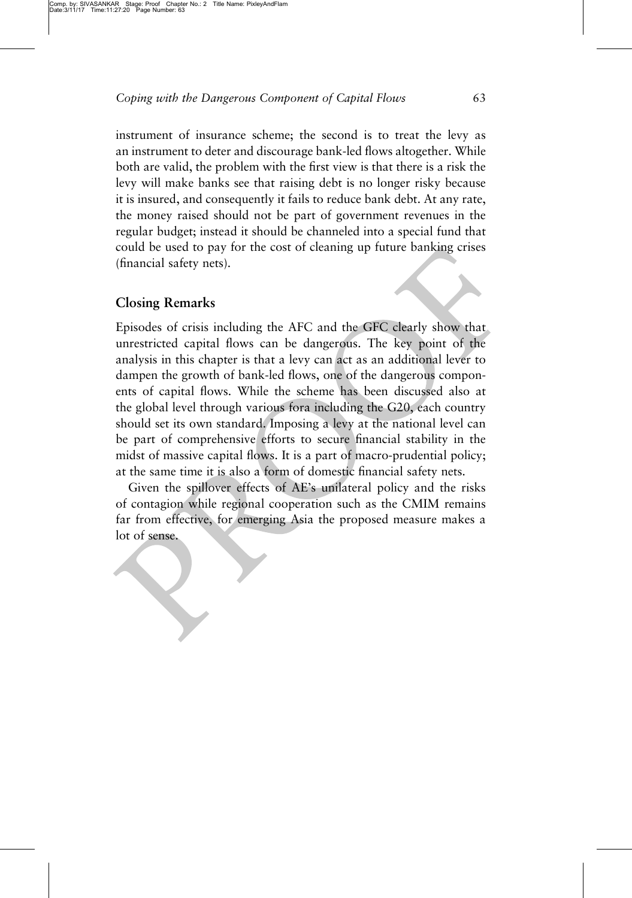instrument of insurance scheme; the second is to treat the levy as an instrument to deter and discourage bank-led flows altogether. While both are valid, the problem with the first view is that there is a risk the levy will make banks see that raising debt is no longer risky because it is insured, and consequently it fails to reduce bank debt. At any rate, the money raised should not be part of government revenues in the regular budget; instead it should be channeled into a special fund that could be used to pay for the cost of cleaning up future banking crises (financial safety nets).

## Closing Remarks

Episodes of crisis including the AFC and the GFC clearly show that unrestricted capital flows can be dangerous. The key point of the analysis in this chapter is that a levy can act as an additional lever to dampen the growth of bank-led flows, one of the dangerous components of capital flows. While the scheme has been discussed also at the global level through various fora including the G20, each country should set its own standard. Imposing a levy at the national level can be part of comprehensive efforts to secure financial stability in the midst of massive capital flows. It is a part of macro-prudential policy; at the same time it is also a form of domestic financial safety nets.

Given the spillover effects of AE's unilateral policy and the risks of contagion while regional cooperation such as the CMIM remains far from effective, for emerging Asia the proposed measure makes a lot of sense.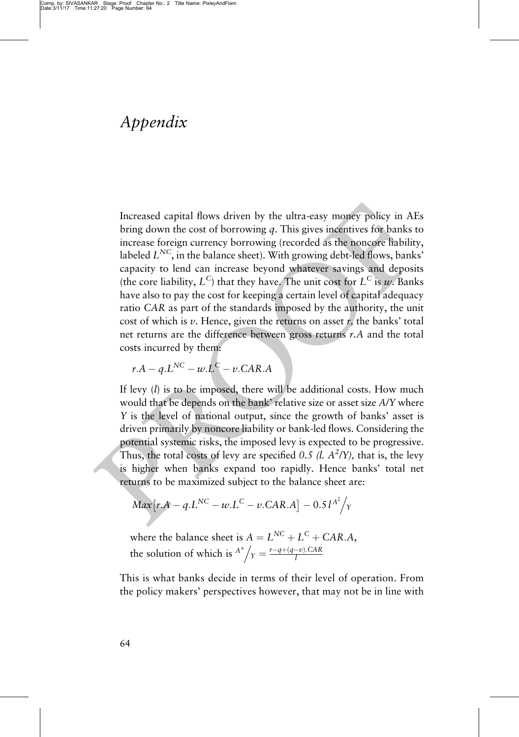# *Appendix*

Increased capital flows driven by the ultra-easy money policy in AEs bring down the cost of borrowing $q$. This gives incentives for banks to increase foreign currency borrowing (recorded as the noncore liability, labeled $L^{NC}$, in the balance sheet). With growing debt-led flows, banks' capacity to lend can increase beyond whatever savings and deposits (the core liability, $L^{C}$) that they have. The unit cost for $L^{C}$ is $w$. Banks have also to pay the cost for keeping a certain level of capital adequacy ratio *CAR* as part of the standards imposed by the authority, the unit cost of which is $v$. Hence, given the returns on asset $r$, the banks' total net returns are the difference between gross returns $r.A$ and the total costs incurred by them:

$$r.A - q.L^{NC} - w.L^{C} - v.CAR.A$$

If levy ($l$) is to be imposed, there will be additional costs. How much would that be depends on the bank' relative size or asset size *A/Y* where *Y* is the level of national output, since the growth of banks' asset is driven primarily by noncore liability or bank-led flows. Considering the potential systemic risks, the imposed levy is expected to be progressive. Thus, the total costs of levy are specified $0.5\ (l.\ A^2/Y)$, that is, the levy is higher when banks expand too rapidly. Hence banks' total net returns to be maximized subject to the balance sheet are:

$$Max\left[r.A - q.L^{NC} - w.L^{C} - v.CAR.A\right] - 0.5\, l^{A^2}\Big/_{Y}$$

where the balance sheet is $A = L^{NC} + L^{C} + CAR.A$,
the solution of which is ${}^{A^*}\Big/_{Y} = \frac{r - q + (q - v).CAR}{l}$

This is what banks decide in terms of their level of operation. From the policy makers' perspectives however, that may not be in line with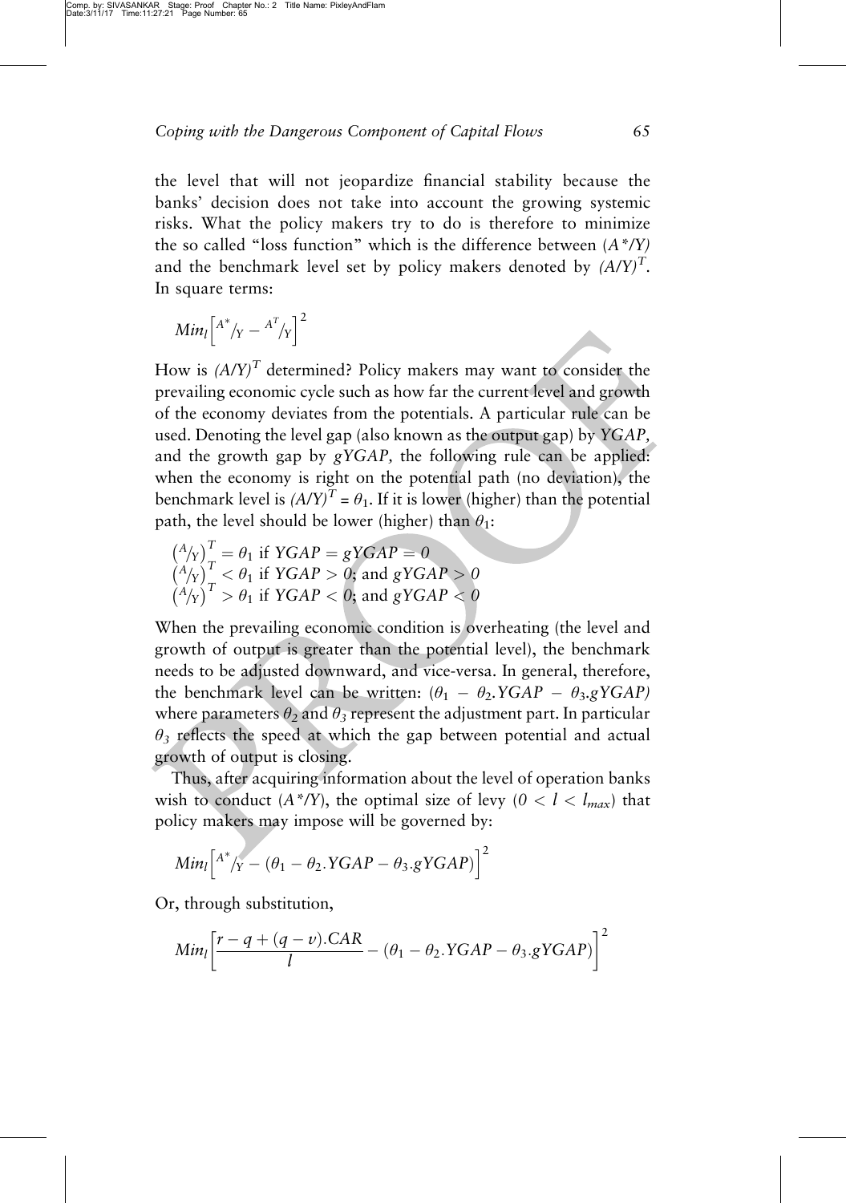the level that will not jeopardize financial stability because the banks' decision does not take into account the growing systemic risks. What the policy makers try to do is therefore to minimize the so called "loss function" which is the difference between $(A^*/Y)$ and the benchmark level set by policy makers denoted by $(A/Y)^T$. In square terms:

$$Min_l \left[ {}^{A^*}\!/_Y - {}^{A^T}\!/_Y \right]^2$$

How is $(A/Y)^T$ determined? Policy makers may want to consider the prevailing economic cycle such as how far the current level and growth of the economy deviates from the potentials. A particular rule can be used. Denoting the level gap (also known as the output gap) by *YGAP*, and the growth gap by *gYGAP*, the following rule can be applied: when the economy is right on the potential path (no deviation), the benchmark level is $(A/Y)^T = \theta_1$. If it is lower (higher) than the potential path, the level should be lower (higher) than $\theta_1$:

$$\left({}^{A}\!/_Y\right)^T = \theta_1 \text{ if } YGAP = gYGAP = 0$$
$$\left({}^{A}\!/_Y\right)^T < \theta_1 \text{ if } YGAP > 0\text{; and } gYGAP > 0$$
$$\left({}^{A}\!/_Y\right)^T > \theta_1 \text{ if } YGAP < 0\text{; and } gYGAP < 0$$

When the prevailing economic condition is overheating (the level and growth of output is greater than the potential level), the benchmark needs to be adjusted downward, and vice-versa. In general, therefore, the benchmark level can be written: $(\theta_1 - \theta_2.YGAP - \theta_3.gYGAP)$ where parameters $\theta_2$ and $\theta_3$ represent the adjustment part. In particular $\theta_3$ reflects the speed at which the gap between potential and actual growth of output is closing.

Thus, after acquiring information about the level of operation banks wish to conduct $(A^*/Y)$, the optimal size of levy $(0 < l < l_{max})$ that policy makers may impose will be governed by:

$$Min_l \left[ {}^{A^*}\!/_Y - (\theta_1 - \theta_2.YGAP - \theta_3.gYGAP) \right]^2$$

Or, through substitution,

$$Min_l \left[ \frac{r - q + (q - v).CAR}{l} - (\theta_1 - \theta_2.YGAP - \theta_3.gYGAP) \right]^2$$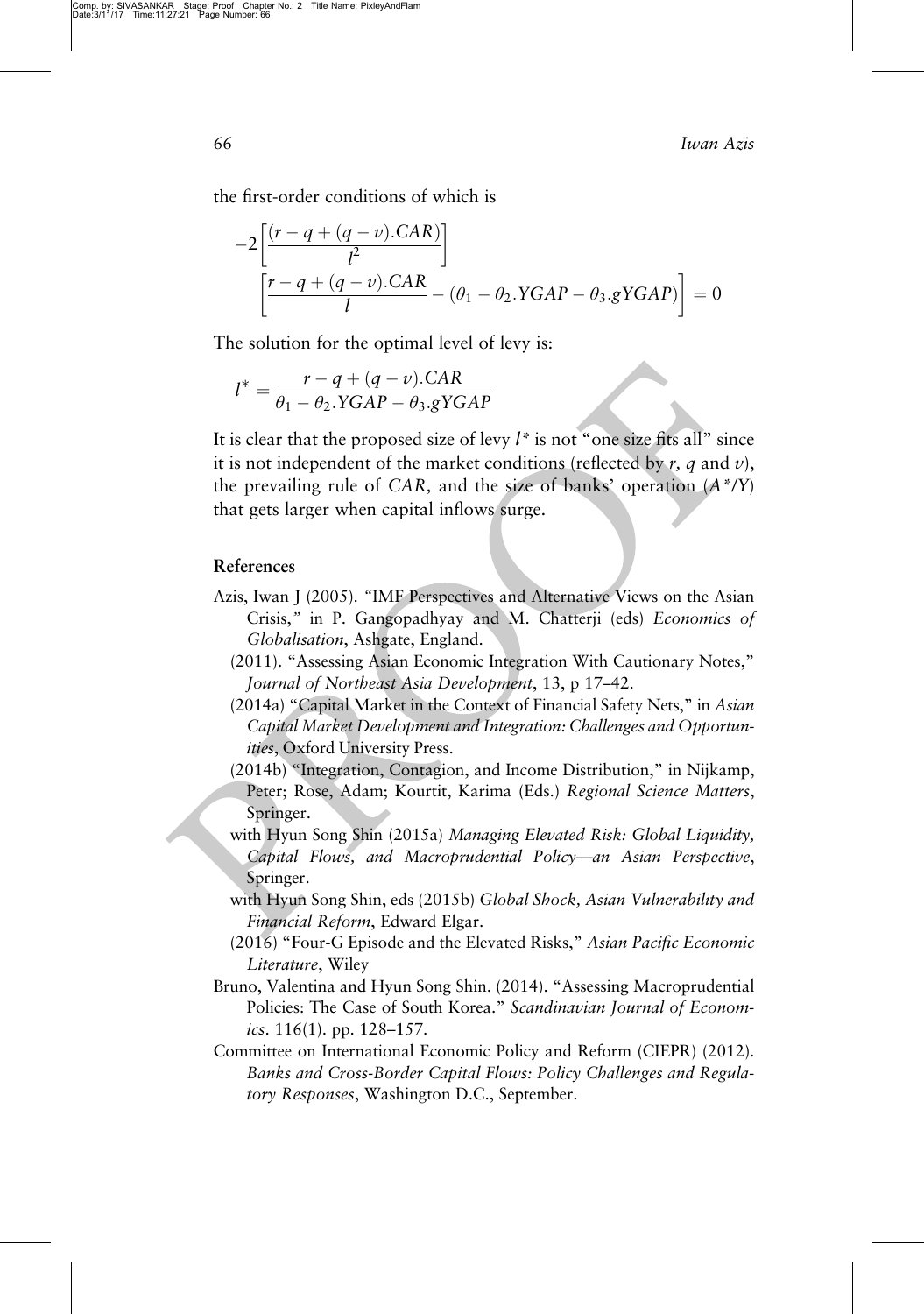the first-order conditions of which is

$$-2\left[\frac{(r-q+(q-v).CAR)}{l^2}\right]\left[\frac{r-q+(q-v).CAR}{l}-(\theta_1-\theta_2.YGAP-\theta_3.gYGAP)\right]=0$$

The solution for the optimal level of levy is:

$$l^* = \frac{r-q+(q-v).CAR}{\theta_1-\theta_2.YGAP-\theta_3.gYGAP}$$

It is clear that the proposed size of levy $l^*$ is not "one size fits all" since it is not independent of the market conditions (reflected by $r$, $q$ and $v$), the prevailing rule of $CAR$, and the size of banks' operation ($A^*/Y$) that gets larger when capital inflows surge.

## References

Azis, Iwan J (2005). "IMF Perspectives and Alternative Views on the Asian Crisis," in P. Gangopadhyay and M. Chatterji (eds) *Economics of Globalisation*, Ashgate, England.

(2011). "Assessing Asian Economic Integration With Cautionary Notes," *Journal of Northeast Asia Development*, 13, p 17–42.

(2014a) "Capital Market in the Context of Financial Safety Nets," in *Asian Capital Market Development and Integration: Challenges and Opportunities*, Oxford University Press.

(2014b) "Integration, Contagion, and Income Distribution," in Nijkamp, Peter; Rose, Adam; Kourtit, Karima (Eds.) *Regional Science Matters*, Springer.

with Hyun Song Shin (2015a) *Managing Elevated Risk: Global Liquidity, Capital Flows, and Macroprudential Policy—an Asian Perspective*, Springer.

with Hyun Song Shin, eds (2015b) *Global Shock, Asian Vulnerability and Financial Reform*, Edward Elgar.

(2016) "Four-G Episode and the Elevated Risks," *Asian Pacific Economic Literature*, Wiley

Bruno, Valentina and Hyun Song Shin. (2014). "Assessing Macroprudential Policies: The Case of South Korea." *Scandinavian Journal of Economics*. 116(1). pp. 128–157.

Committee on International Economic Policy and Reform (CIEPR) (2012). *Banks and Cross-Border Capital Flows: Policy Challenges and Regulatory Responses*, Washington D.C., September.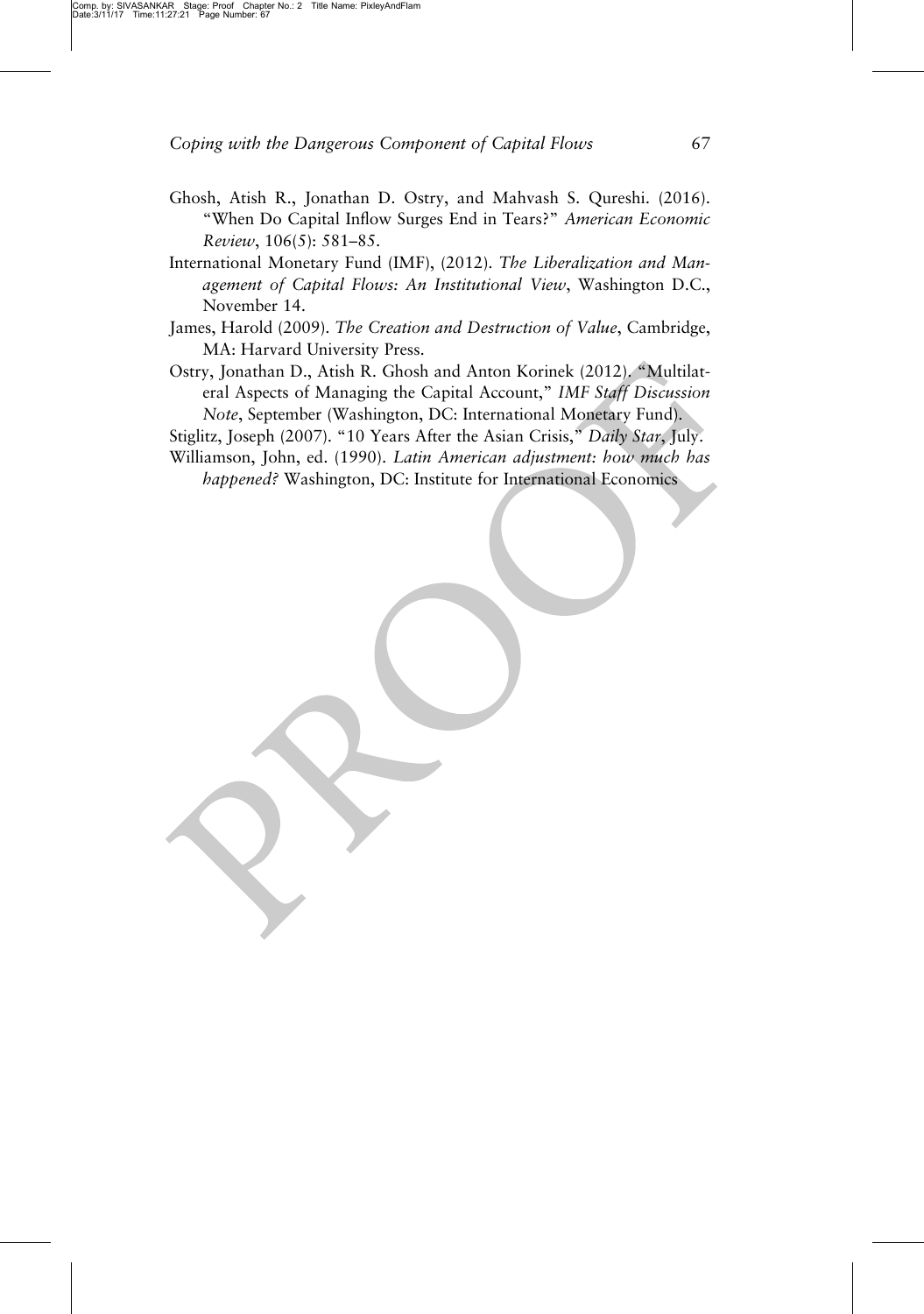Ghosh, Atish R., Jonathan D. Ostry, and Mahvash S. Qureshi. (2016). "When Do Capital Inflow Surges End in Tears?" *American Economic Review*, 106(5): 581–85.

International Monetary Fund (IMF), (2012). *The Liberalization and Management of Capital Flows: An Institutional View*, Washington D.C., November 14.

James, Harold (2009). *The Creation and Destruction of Value*, Cambridge, MA: Harvard University Press.

Ostry, Jonathan D., Atish R. Ghosh and Anton Korinek (2012). "Multilateral Aspects of Managing the Capital Account," *IMF Staff Discussion Note*, September (Washington, DC: International Monetary Fund).

Stiglitz, Joseph (2007). "10 Years After the Asian Crisis," *Daily Star*, July.

Williamson, John, ed. (1990). *Latin American adjustment: how much has happened?* Washington, DC: Institute for International Economics